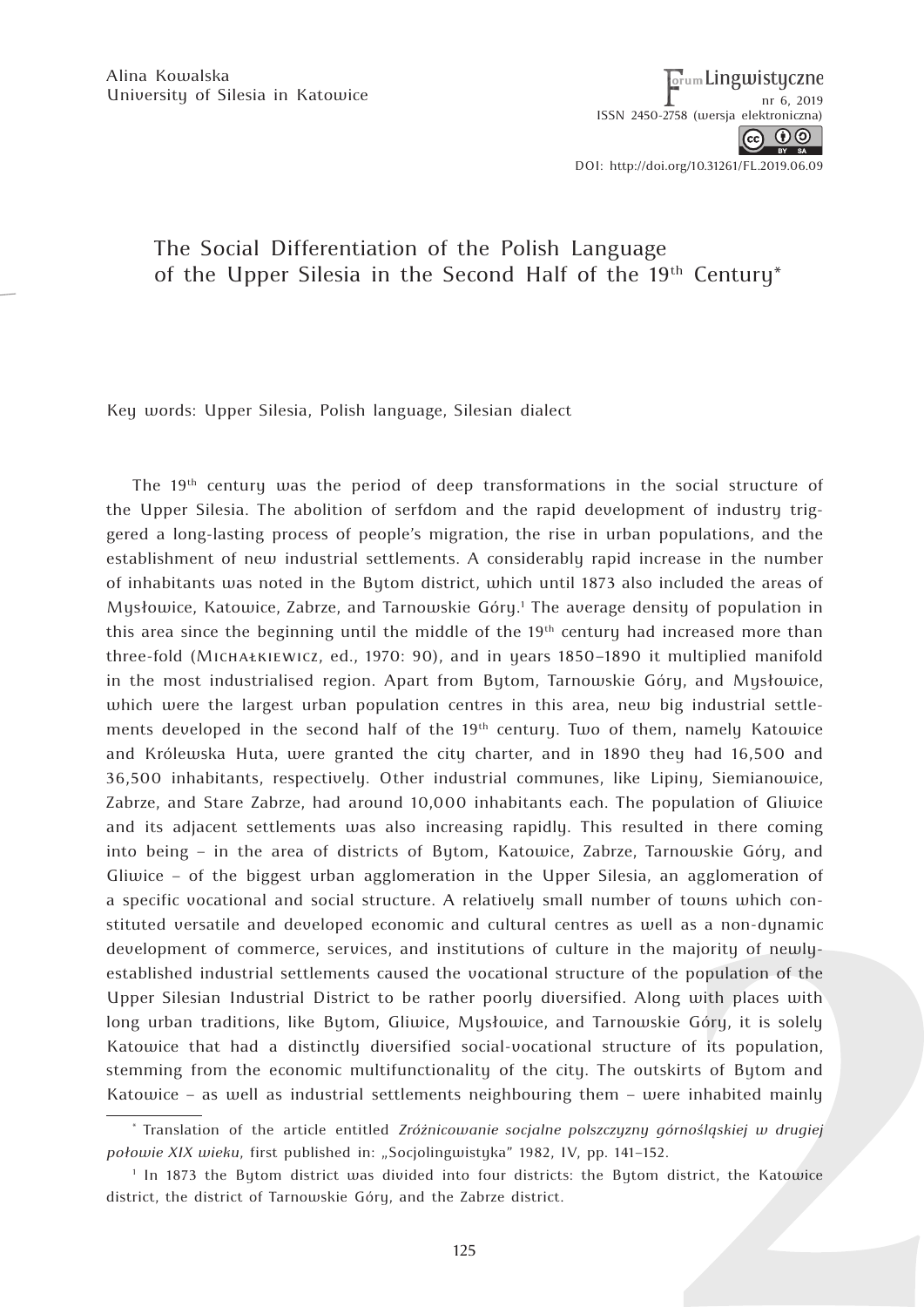Alina Kowalska
University of Silesia in Katowice

# The Social Differentiation of the Polish Language of the Upper Silesia in the Second Half of the 19th Century*

Key words: Upper Silesia, Polish language, Silesian dialect

The 19th century was the period of deep transformations in the social structure of the Upper Silesia. The abolition of serfdom and the rapid development of industry triggered a long-lasting process of people's migration, the rise in urban populations, and the establishment of new industrial settlements. A considerably rapid increase in the number of inhabitants was noted in the Bytom district, which until 1873 also included the areas of Mysłowice, Katowice, Zabrze, and Tarnowskie Góry.[1] The average density of population in this area since the beginning until the middle of the 19th century had increased more than three-fold (Michałkiewicz, ed., 1970: 90), and in years 1850–1890 it multiplied manifold in the most industrialised region. Apart from Bytom, Tarnowskie Góry, and Mysłowice, which were the largest urban population centres in this area, new big industrial settlements developed in the second half of the 19th century. Two of them, namely Katowice and Królewska Huta, were granted the city charter, and in 1890 they had 16,500 and 36,500 inhabitants, respectively. Other industrial communes, like Lipiny, Siemianowice, Zabrze, and Stare Zabrze, had around 10,000 inhabitants each. The population of Gliwice and its adjacent settlements was also increasing rapidly. This resulted in there coming into being – in the area of districts of Bytom, Katowice, Zabrze, Tarnowskie Góry, and Gliwice – of the biggest urban agglomeration in the Upper Silesia, an agglomeration of a specific vocational and social structure. A relatively small number of towns which constituted versatile and developed economic and cultural centres as well as a non-dynamic development of commerce, services, and institutions of culture in the majority of newly-established industrial settlements caused the vocational structure of the population of the Upper Silesian Industrial District to be rather poorly diversified. Along with places with long urban traditions, like Bytom, Gliwice, Mysłowice, and Tarnowskie Góry, it is solely Katowice that had a distinctly diversified social-vocational structure of its population, stemming from the economic multifunctionality of the city. The outskirts of Bytom and Katowice – as well as industrial settlements neighbouring them – were inhabited mainly

\* Translation of the article entitled *Zróżnicowanie socjalne polszczyzny górnośląskiej w drugiej połowie XIX wieku*, first published in: „Socjolingwistyka" 1982, IV, pp. 141–152.

[1] In 1873 the Bytom district was divided into four districts: the Bytom district, the Katowice district, the district of Tarnowskie Góry, and the Zabrze district.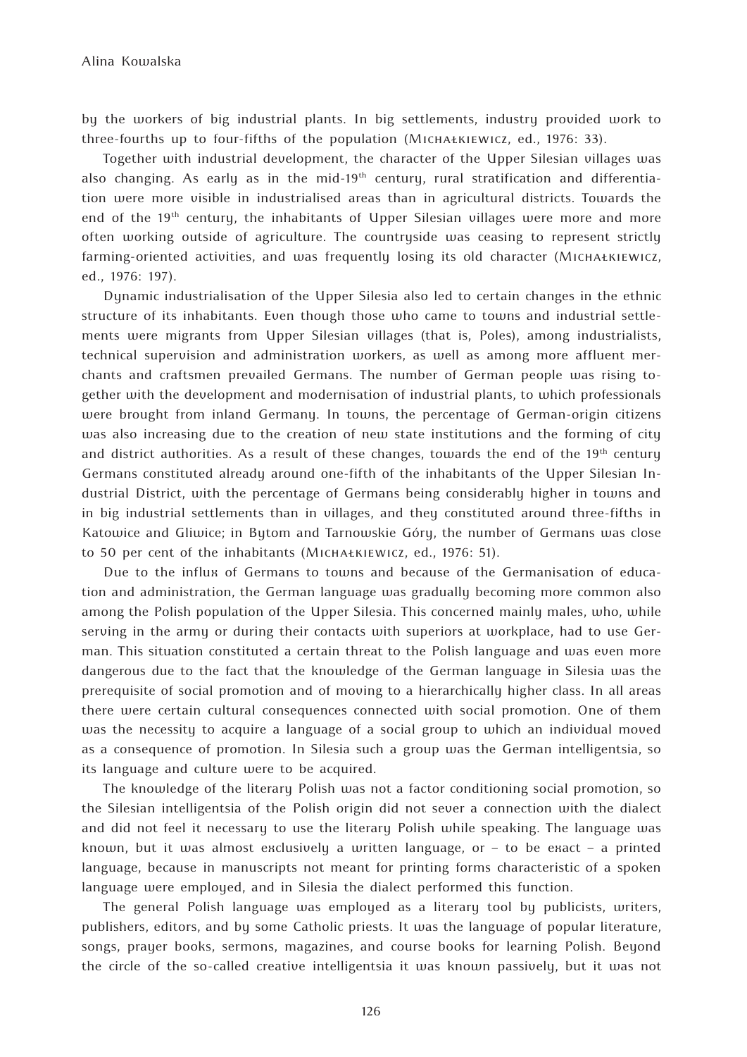by the workers of big industrial plants. In big settlements, industry provided work to three-fourths up to four-fifths of the population (Michałkiewicz, ed., 1976: 33).

Together with industrial development, the character of the Upper Silesian villages was also changing. As early as in the mid-19th century, rural stratification and differentiation were more visible in industrialised areas than in agricultural districts. Towards the end of the 19th century, the inhabitants of Upper Silesian villages were more and more often working outside of agriculture. The countryside was ceasing to represent strictly farming-oriented activities, and was frequently losing its old character (Michałkiewicz, ed., 1976: 197).

Dynamic industrialisation of the Upper Silesia also led to certain changes in the ethnic structure of its inhabitants. Even though those who came to towns and industrial settlements were migrants from Upper Silesian villages (that is, Poles), among industrialists, technical supervision and administration workers, as well as among more affluent merchants and craftsmen prevailed Germans. The number of German people was rising together with the development and modernisation of industrial plants, to which professionals were brought from inland Germany. In towns, the percentage of German-origin citizens was also increasing due to the creation of new state institutions and the forming of city and district authorities. As a result of these changes, towards the end of the 19th century Germans constituted already around one-fifth of the inhabitants of the Upper Silesian Industrial District, with the percentage of Germans being considerably higher in towns and in big industrial settlements than in villages, and they constituted around three-fifths in Katowice and Gliwice; in Bytom and Tarnowskie Góry, the number of Germans was close to 50 per cent of the inhabitants (Michałkiewicz, ed., 1976: 51).

Due to the influx of Germans to towns and because of the Germanisation of education and administration, the German language was gradually becoming more common also among the Polish population of the Upper Silesia. This concerned mainly males, who, while serving in the army or during their contacts with superiors at workplace, had to use German. This situation constituted a certain threat to the Polish language and was even more dangerous due to the fact that the knowledge of the German language in Silesia was the prerequisite of social promotion and of moving to a hierarchically higher class. In all areas there were certain cultural consequences connected with social promotion. One of them was the necessity to acquire a language of a social group to which an individual moved as a consequence of promotion. In Silesia such a group was the German intelligentsia, so its language and culture were to be acquired.

The knowledge of the literary Polish was not a factor conditioning social promotion, so the Silesian intelligentsia of the Polish origin did not sever a connection with the dialect and did not feel it necessary to use the literary Polish while speaking. The language was known, but it was almost exclusively a written language, or – to be exact – a printed language, because in manuscripts not meant for printing forms characteristic of a spoken language were employed, and in Silesia the dialect performed this function.

The general Polish language was employed as a literary tool by publicists, writers, publishers, editors, and by some Catholic priests. It was the language of popular literature, songs, prayer books, sermons, magazines, and course books for learning Polish. Beyond the circle of the so-called creative intelligentsia it was known passively, but it was not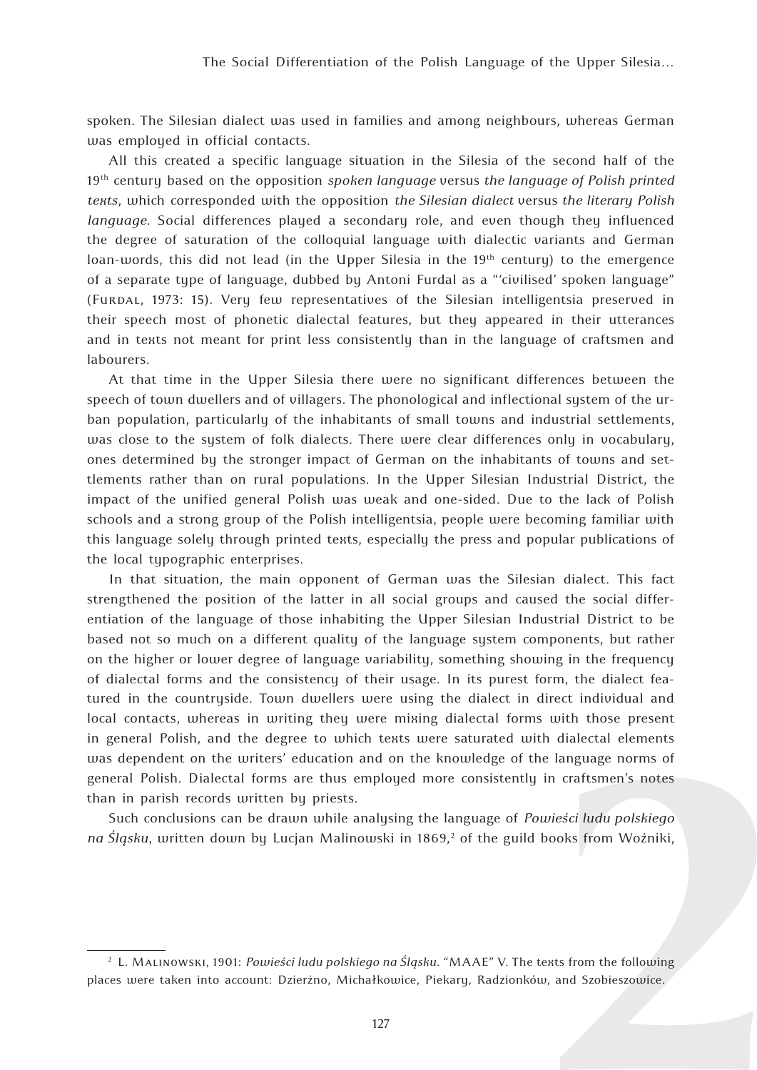spoken. The Silesian dialect was used in families and among neighbours, whereas German was employed in official contacts.

All this created a specific language situation in the Silesia of the second half of the 19th century based on the opposition *spoken language* versus *the language of Polish printed texts*, which corresponded with the opposition *the Silesian dialect* versus *the literary Polish language*. Social differences played a secondary role, and even though they influenced the degree of saturation of the colloquial language with dialectic variants and German loan-words, this did not lead (in the Upper Silesia in the 19th century) to the emergence of a separate type of language, dubbed by Antoni Furdal as a "'civilised' spoken language" (Furdal, 1973: 15). Very few representatives of the Silesian intelligentsia preserved in their speech most of phonetic dialectal features, but they appeared in their utterances and in texts not meant for print less consistently than in the language of craftsmen and labourers.

At that time in the Upper Silesia there were no significant differences between the speech of town dwellers and of villagers. The phonological and inflectional system of the urban population, particularly of the inhabitants of small towns and industrial settlements, was close to the system of folk dialects. There were clear differences only in vocabulary, ones determined by the stronger impact of German on the inhabitants of towns and settlements rather than on rural populations. In the Upper Silesian Industrial District, the impact of the unified general Polish was weak and one-sided. Due to the lack of Polish schools and a strong group of the Polish intelligentsia, people were becoming familiar with this language solely through printed texts, especially the press and popular publications of the local typographic enterprises.

In that situation, the main opponent of German was the Silesian dialect. This fact strengthened the position of the latter in all social groups and caused the social differentiation of the language of those inhabiting the Upper Silesian Industrial District to be based not so much on a different quality of the language system components, but rather on the higher or lower degree of language variability, something showing in the frequency of dialectal forms and the consistency of their usage. In its purest form, the dialect featured in the countryside. Town dwellers were using the dialect in direct individual and local contacts, whereas in writing they were mixing dialectal forms with those present in general Polish, and the degree to which texts were saturated with dialectal elements was dependent on the writers' education and on the knowledge of the language norms of general Polish. Dialectal forms are thus employed more consistently in craftsmen's notes than in parish records written by priests.

Such conclusions can be drawn while analysing the language of *Powieści ludu polskiego na Śląsku*, written down by Lucjan Malinowski in 1869,[2] of the guild books from Woźniki,

---

[2] L. Malinowski, 1901: *Powieści ludu polskiego na Śląsku*. "MAAE" V. The texts from the following places were taken into account: Dzierżno, Michałkowice, Piekary, Radzionków, and Szobieszowice.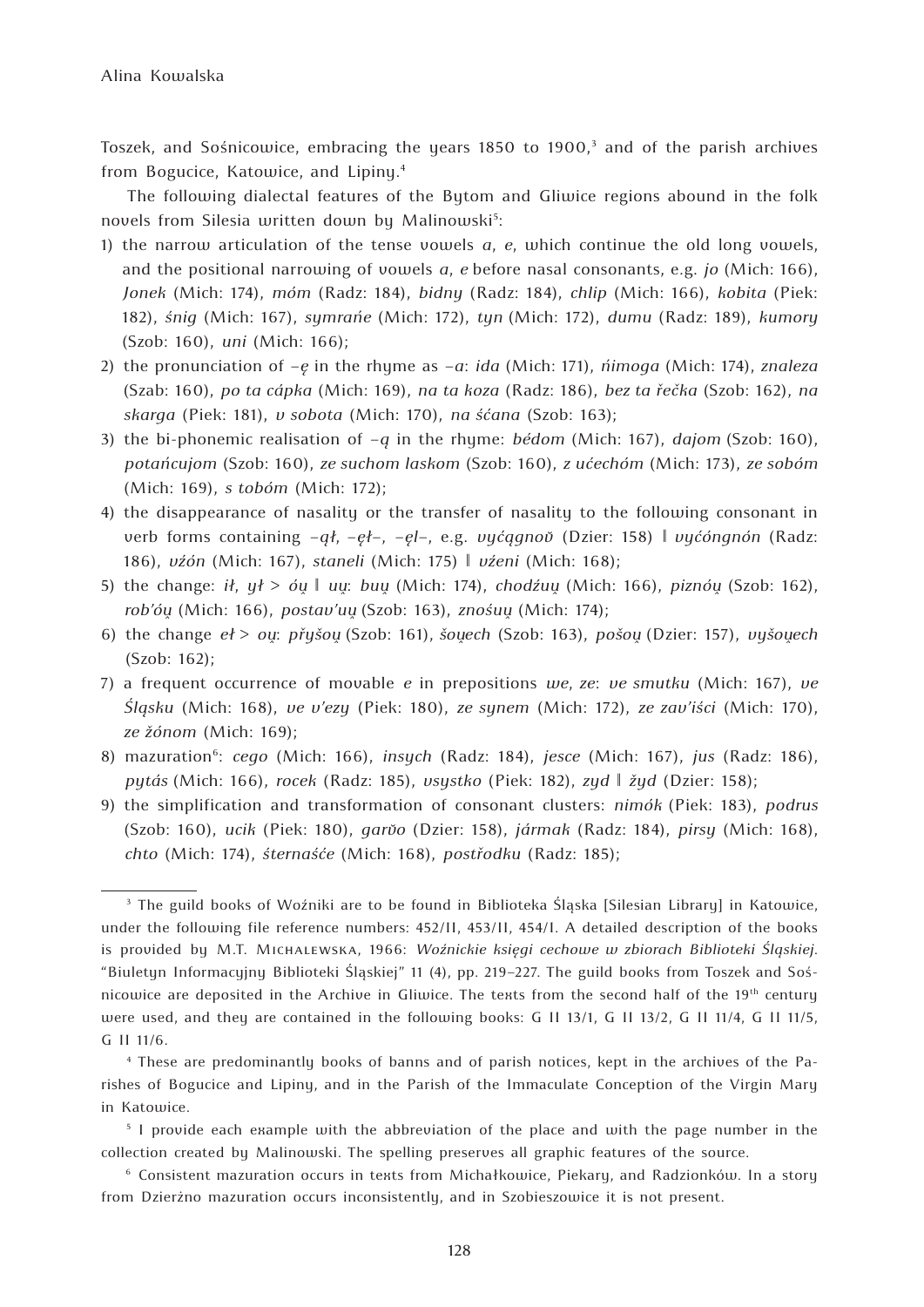Toszek, and Sośnicowice, embracing the years 1850 to 1900,[3] and of the parish archives from Bogucice, Katowice, and Lipiny.[4]

The following dialectal features of the Bytom and Gliwice regions abound in the folk novels from Silesia written down by Malinowski[5]:

1) the narrow articulation of the tense vowels *a*, *e*, which continue the old long vowels, and the positional narrowing of vowels *a*, *e* before nasal consonants, e.g. *jo* (Mich: 166), *Jonek* (Mich: 174), *móm* (Radz: 184), *bidny* (Radz: 184), *chlip* (Mich: 166), *kobita* (Piek: 182), *śnig* (Mich: 167), *symrańe* (Mich: 172), *tyn* (Mich: 172), *dumu* (Radz: 189), *kumory* (Szob: 160), *uni* (Mich: 166);
2) the pronunciation of *-ę* in the rhyme as *-a*: *ida* (Mich: 171), *ńimoga* (Mich: 174), *znaleza* (Szab: 160), *po ta cápka* (Mich: 169), *na ta koza* (Radz: 186), *bez ta řečka* (Szob: 162), *na skarga* (Piek: 181), *v sobota* (Mich: 170), *na śćana* (Szob: 163);
3) the bi-phonemic realisation of *-ą* in the rhyme: *bédom* (Mich: 167), *dajom* (Szob: 160), *potańcujom* (Szob: 160), *ze suchom laskom* (Szob: 160), *z ućechóm* (Mich: 173), *ze sobóm* (Mich: 169), *s tobóm* (Mich: 172);
4) the disappearance of nasality or the transfer of nasality to the following consonant in verb forms containing *-ął*, *-ęł-*, *-ęl-*, e.g. *vyćągnoŭ* (Dzier: 158) ‖ *vyćóngnón* (Radz: 186), *vźón* (Mich: 167), *staneli* (Mich: 175) ‖ *vźeni* (Mich: 168);
5) the change: *ił*, *ył* > *óu̯* ‖ *uu̯*: *buu̯* (Mich: 174), *chodźuu̯* (Mich: 166), *piznóu̯* (Szob: 162), *rob'óu̯* (Mich: 166), *postav'uu̯* (Szob: 163), *znośuu̯* (Mich: 174);
6) the change *eł* > *ou̯*: *přyšou̯* (Szob: 161), *šou̯ech* (Szob: 163), *pošou̯* (Dzier: 157), *vyšou̯ech* (Szob: 162);
7) a frequent occurrence of movable *e* in prepositions *we*, *ze*: *ve smutku* (Mich: 167), *ve Śląsku* (Mich: 168), *ve v'ezy* (Piek: 180), *ze synem* (Mich: 172), *ze zav'iści* (Mich: 170), *ze žónom* (Mich: 169);
8) mazuration[6]: *cego* (Mich: 166), *insych* (Radz: 184), *jesce* (Mich: 167), *jus* (Radz: 186), *pytás* (Mich: 166), *rocek* (Radz: 185), *vsystko* (Piek: 182), *zyd* ‖ *žyd* (Dzier: 158);
9) the simplification and transformation of consonant clusters: *nimók* (Piek: 183), *podrus* (Szob: 160), *ucik* (Piek: 180), *garŭo* (Dzier: 158), *jármak* (Radz: 184), *pirsy* (Mich: 168), *chto* (Mich: 174), *śternaśće* (Mich: 168), *postřodku* (Radz: 185);

---

[3] The guild books of Woźniki are to be found in Biblioteka Śląska [Silesian Library] in Katowice, under the following file reference numbers: 452/II, 453/II, 454/I. A detailed description of the books is provided by M.T. Michalewska, 1966: *Woźnickie księgi cechowe w zbiorach Biblioteki Śląskiej*. "Biuletyn Informacyjny Biblioteki Śląskiej" 11 (4), pp. 219–227. The guild books from Toszek and Sośnicowice are deposited in the Archive in Gliwice. The texts from the second half of the 19th century were used, and they are contained in the following books: G II 13/1, G II 13/2, G II 11/4, G II 11/5, G II 11/6.

[4] These are predominantly books of banns and of parish notices, kept in the archives of the Parishes of Bogucice and Lipiny, and in the Parish of the Immaculate Conception of the Virgin Mary in Katowice.

[5] I provide each example with the abbreviation of the place and with the page number in the collection created by Malinowski. The spelling preserves all graphic features of the source.

[6] Consistent mazuration occurs in texts from Michałkowice, Piekary, and Radzionków. In a story from Dzierżno mazuration occurs inconsistently, and in Szobieszowice it is not present.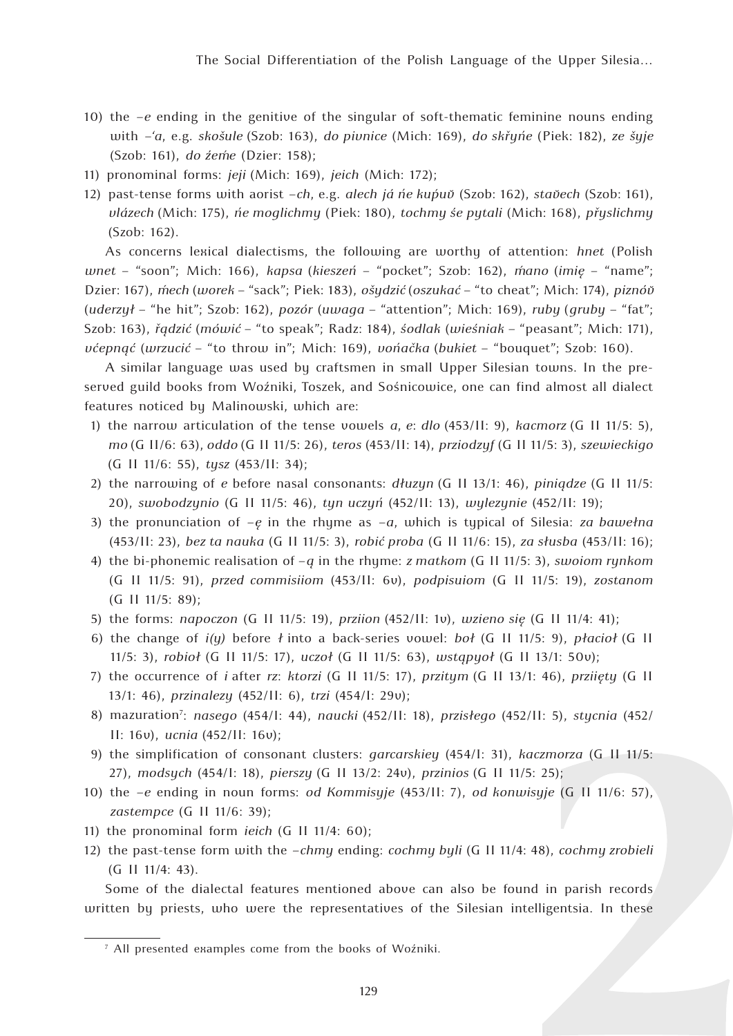10) the *-e* ending in the genitive of the singular of soft-thematic feminine nouns ending with *-'a*, e.g. *skošule* (Szob: 163), *do pivnice* (Mich: 169), *do skřyńe* (Piek: 182), *ze šyje* (Szob: 161), *do źeḿe* (Dzier: 158);
11) pronominal forms: *jeji* (Mich: 169), *jeich* (Mich: 172);
12) past-tense forms with aorist *-ch*, e.g. *alech já ńe kuṕuŏ* (Szob: 162), *staŏech* (Szob: 161), *vlázech* (Mich: 175), *ńe moglichmy* (Piek: 180), *tochmy śe pytali* (Mich: 168), *přyslichmy* (Szob: 162).

As concerns lexical dialectisms, the following are worthy of attention: *hnet* (Polish *wnet* – "soon"; Mich: 166), *kapsa* (*kieszeń* – "pocket"; Szob: 162), *ḿano* (*imię* – "name"; Dzier: 167), *ḿech* (*worek* – "sack"; Piek: 183), *ošydzić* (*oszukać* – "to cheat"; Mich: 174), *piznóŏ* (*uderzył* – "he hit"; Szob: 162), *pozór* (*uwaga* – "attention"; Mich: 169), *ruby* (*gruby* – "fat"; Szob: 163), *řądzić* (*mówić* – "to speak"; Radz: 184), *śodlak* (*wieśniak* – "peasant"; Mich: 171), *vćepnąć* (*wrzucić* – "to throw in"; Mich: 169), *vońačka* (*bukiet* – "bouquet"; Szob: 160).

A similar language was used by craftsmen in small Upper Silesian towns. In the preserved guild books from Woźniki, Toszek, and Sośnicowice, one can find almost all dialect features noticed by Malinowski, which are:

1) the narrow articulation of the tense vowels *a*, *e*: *dlo* (453/II: 9), *kacmorz* (G II 11/5: 5), *mo* (G II/6: 63), *oddo* (G II 11/5: 26), *teros* (453/II: 14), *prziodzyf* (G II 11/5: 3), *szewieckigo* (G II 11/6: 55), *tysz* (453/II: 34);
2) the narrowing of *e* before nasal consonants: *dłuzyn* (G II 13/1: 46), *piniądze* (G II 11/5: 20), *swobodzynio* (G II 11/5: 46), *tyn uczyń* (452/II: 13), *wylezynie* (452/II: 19);
3) the pronunciation of *-ę* in the rhyme as *-a*, which is typical of Silesia: *za bawełna* (453/II: 23), *bez ta nauka* (G II 11/5: 3), *robić proba* (G II 11/6: 15), *za słusba* (453/II: 16);
4) the bi-phonemic realisation of *-ą* in the rhyme: *z matkom* (G II 11/5: 3), *swoiom rynkom* (G II 11/5: 91), *przed commisiiom* (453/II: 6v), *podpisuiom* (G II 11/5: 19), *zostanom* (G II 11/5: 89);
5) the forms: *napoczon* (G II 11/5: 19), *prziion* (452/II: 1v), *wzieno się* (G II 11/4: 41);
6) the change of *i(y)* before *ł* into a back-series vowel: *boł* (G II 11/5: 9), *płacioł* (G II 11/5: 3), *robioł* (G II 11/5: 17), *uczoł* (G II 11/5: 63), *wstąpyoł* (G II 13/1: 50v);
7) the occurrence of *i* after *rz*: *ktorzi* (G II 11/5: 17), *przitym* (G II 13/1: 46), *prziięty* (G II 13/1: 46), *przinalezy* (452/II: 6), *trzi* (454/I: 29v);
8) mazuration[7]: *nasego* (454/I: 44), *naucki* (452/II: 18), *przisłego* (452/II: 5), *stycnia* (452/II: 16v), *ucnia* (452/II: 16v);
9) the simplification of consonant clusters: *garcarskiey* (454/I: 31), *kaczmorza* (G II 11/5: 27), *modsych* (454/I: 18), *pierszy* (G II 13/2: 24v), *przinios* (G II 11/5: 25);
10) the *-e* ending in noun forms: *od Kommisyje* (453/II: 7), *od konwisyje* (G II 11/6: 57), *zastempce* (G II 11/6: 39);
11) the pronominal form *ieich* (G II 11/4: 60);
12) the past-tense form with the *-chmy* ending: *cochmy byli* (G II 11/4: 48), *cochmy zrobieli* (G II 11/4: 43).

Some of the dialectal features mentioned above can also be found in parish records written by priests, who were the representatives of the Silesian intelligentsia. In these

[7] All presented examples come from the books of Woźniki.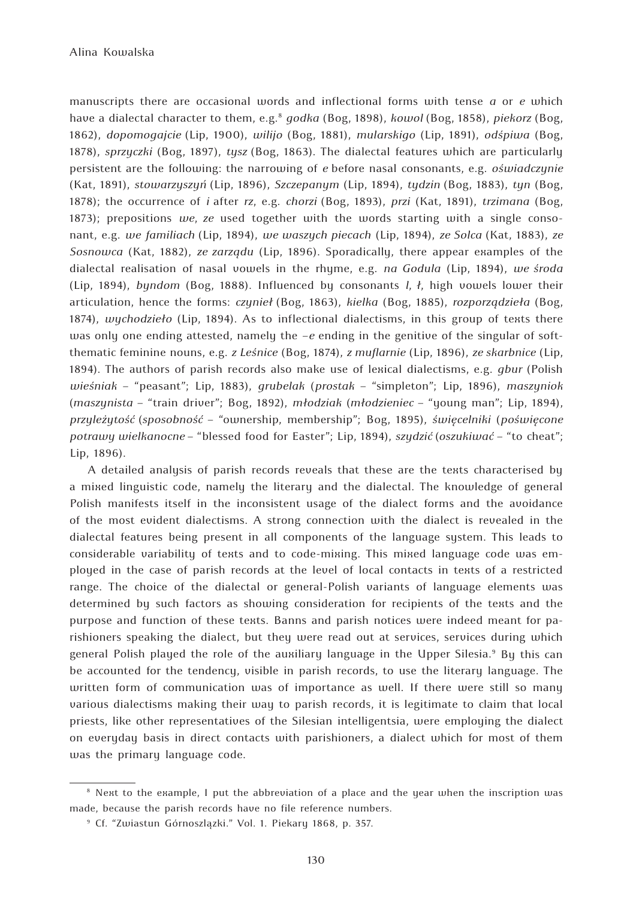manuscripts there are occasional words and inflectional forms with tense *a* or *e* which have a dialectal character to them, e.g.[8] *godka* (Bog, 1898), *kowol* (Bog, 1858), *piekorz* (Bog, 1862), *dopomogajcie* (Lip, 1900), *wilijo* (Bog, 1881), *mularskigo* (Lip, 1891), *odśpiwa* (Bog, 1878), *sprzyczki* (Bog, 1897), *tysz* (Bog, 1863). The dialectal features which are particularly persistent are the following: the narrowing of *e* before nasal consonants, e.g. *oświadczynie* (Kat, 1891), *stowarzyszyń* (Lip, 1896), *Szczepanym* (Lip, 1894), *tydzin* (Bog, 1883), *tyn* (Bog, 1878); the occurrence of *i* after *rz*, e.g. *chorzi* (Bog, 1893), *przi* (Kat, 1891), *trzimana* (Bog, 1873); prepositions *we*, *ze* used together with the words starting with a single consonant, e.g. *we familiach* (Lip, 1894), *we waszych piecach* (Lip, 1894), *ze Solca* (Kat, 1883), *ze Sosnowca* (Kat, 1882), *ze zarządu* (Lip, 1896). Sporadically, there appear examples of the dialectal realisation of nasal vowels in the rhyme, e.g. *na Godula* (Lip, 1894), *we środa* (Lip, 1894), *byndom* (Bog, 1888). Influenced by consonants *l*, *ł*, high vowels lower their articulation, hence the forms: *czynieł* (Bog, 1863), *kielka* (Bog, 1885), *rozporządzieła* (Bog, 1874), *wychodzieło* (Lip, 1894). As to inflectional dialectisms, in this group of texts there was only one ending attested, namely the *–e* ending in the genitive of the singular of soft-thematic feminine nouns, e.g. *z Leśnice* (Bog, 1874), *z muflarnie* (Lip, 1896), *ze skarbnice* (Lip, 1894). The authors of parish records also make use of lexical dialectisms, e.g. *gbur* (Polish *wieśniak* – "peasant"; Lip, 1883), *grubelak* (*prostak* – "simpleton"; Lip, 1896), *maszyniok* (*maszynista* – "train driver"; Bog, 1892), *młodziak* (*młodzieniec* – "young man"; Lip, 1894), *przyleżytość* (*sposobność* – "ownership, membership"; Bog, 1895), *święcelniki* (*poświęcone potrawy wielkanocne* – "blessed food for Easter"; Lip, 1894), *szydzić* (*oszukiwać* – "to cheat"; Lip, 1896).

A detailed analysis of parish records reveals that these are the texts characterised by a mixed linguistic code, namely the literary and the dialectal. The knowledge of general Polish manifests itself in the inconsistent usage of the dialect forms and the avoidance of the most evident dialectisms. A strong connection with the dialect is revealed in the dialectal features being present in all components of the language system. This leads to considerable variability of texts and to code-mixing. This mixed language code was employed in the case of parish records at the level of local contacts in texts of a restricted range. The choice of the dialectal or general-Polish variants of language elements was determined by such factors as showing consideration for recipients of the texts and the purpose and function of these texts. Banns and parish notices were indeed meant for parishioners speaking the dialect, but they were read out at services, services during which general Polish played the role of the auxiliary language in the Upper Silesia.[9] By this can be accounted for the tendency, visible in parish records, to use the literary language. The written form of communication was of importance as well. If there were still so many various dialectisms making their way to parish records, it is legitimate to claim that local priests, like other representatives of the Silesian intelligentsia, were employing the dialect on everyday basis in direct contacts with parishioners, a dialect which for most of them was the primary language code.

---

[8] Next to the example, I put the abbreviation of a place and the year when the inscription was made, because the parish records have no file reference numbers.

[9] Cf. "Zwiastun Górnoszlązki." Vol. 1. Piekary 1868, p. 357.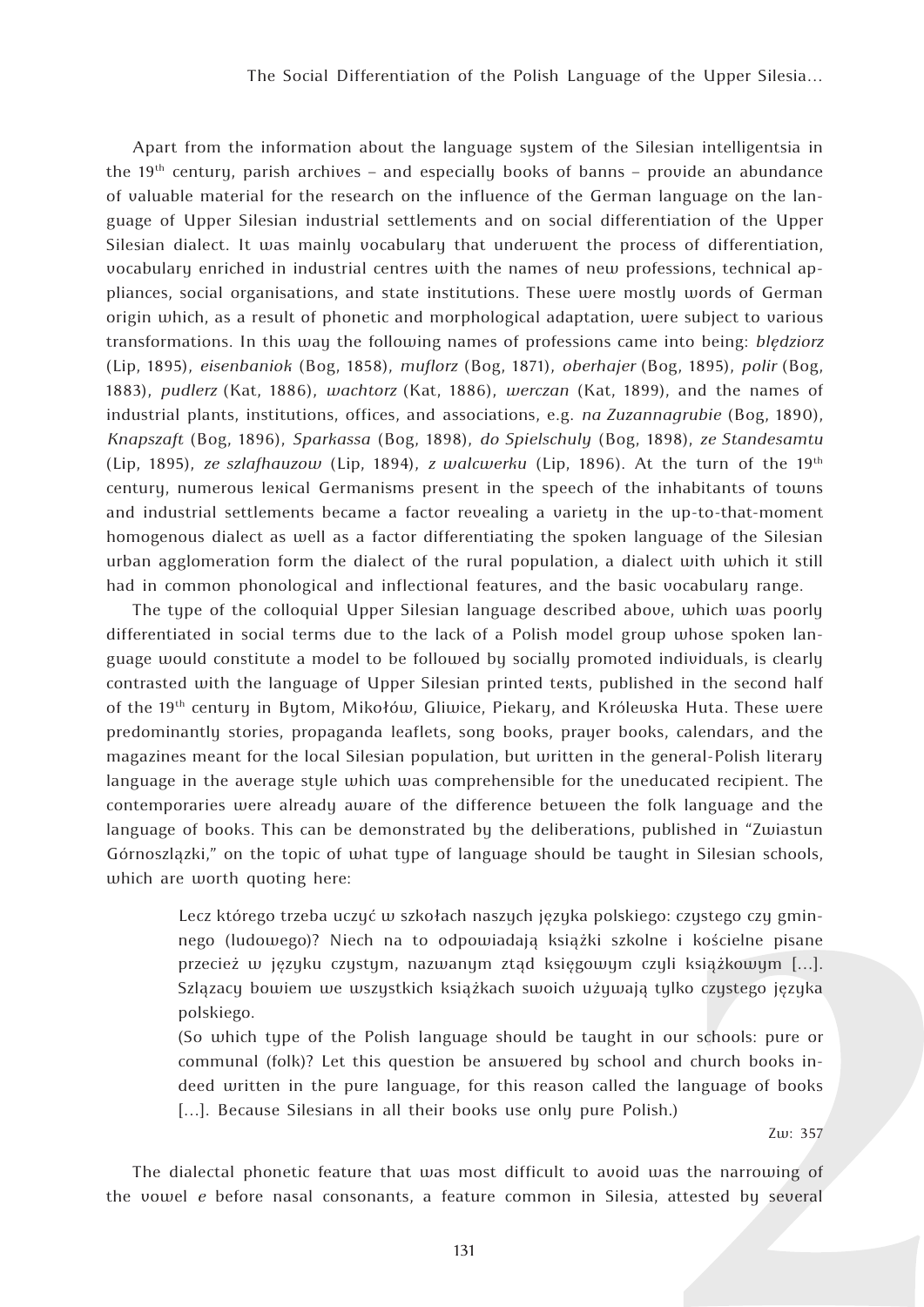Apart from the information about the language system of the Silesian intelligentsia in the 19th century, parish archives – and especially books of banns – provide an abundance of valuable material for the research on the influence of the German language on the language of Upper Silesian industrial settlements and on social differentiation of the Upper Silesian dialect. It was mainly vocabulary that underwent the process of differentiation, vocabulary enriched in industrial centres with the names of new professions, technical appliances, social organisations, and state institutions. These were mostly words of German origin which, as a result of phonetic and morphological adaptation, were subject to various transformations. In this way the following names of professions came into being: *blędziorz* (Lip, 1895), *eisenbaniok* (Bog, 1858), *muflorz* (Bog, 1871), *oberhajer* (Bog, 1895), *polir* (Bog, 1883), *pudlerz* (Kat, 1886), *wachtorz* (Kat, 1886), *werczan* (Kat, 1899), and the names of industrial plants, institutions, offices, and associations, e.g. *na Zuzannagrubie* (Bog, 1890), *Knapszaft* (Bog, 1896), *Sparkassa* (Bog, 1898), *do Spielschuly* (Bog, 1898), *ze Standesamtu* (Lip, 1895), *ze szlafhauzow* (Lip, 1894), *z walcwerku* (Lip, 1896). At the turn of the 19th century, numerous lexical Germanisms present in the speech of the inhabitants of towns and industrial settlements became a factor revealing a variety in the up-to-that-moment homogenous dialect as well as a factor differentiating the spoken language of the Silesian urban agglomeration form the dialect of the rural population, a dialect with which it still had in common phonological and inflectional features, and the basic vocabulary range.

The type of the colloquial Upper Silesian language described above, which was poorly differentiated in social terms due to the lack of a Polish model group whose spoken language would constitute a model to be followed by socially promoted individuals, is clearly contrasted with the language of Upper Silesian printed texts, published in the second half of the 19th century in Bytom, Mikołów, Gliwice, Piekary, and Królewska Huta. These were predominantly stories, propaganda leaflets, song books, prayer books, calendars, and the magazines meant for the local Silesian population, but written in the general-Polish literary language in the average style which was comprehensible for the uneducated recipient. The contemporaries were already aware of the difference between the folk language and the language of books. This can be demonstrated by the deliberations, published in "Zwiastun Górnoszlązki," on the topic of what type of language should be taught in Silesian schools, which are worth quoting here:

> Lecz którego trzeba uczyć w szkołach naszych języka polskiego: czystego czy gminnego (ludowego)? Niech na to odpowiadają książki szkolne i kościelne pisane przecież w języku czystym, nazwanym ztąd księgowym czyli książkowym [...]. Szlązacy bowiem we wszystkich książkach swoich używają tylko czystego języka polskiego.
>
> (So which type of the Polish language should be taught in our schools: pure or communal (folk)? Let this question be answered by school and church books indeed written in the pure language, for this reason called the language of books [...]. Because Silesians in all their books use only pure Polish.)
>
> Zw: 357

The dialectal phonetic feature that was most difficult to avoid was the narrowing of the vowel *e* before nasal consonants, a feature common in Silesia, attested by several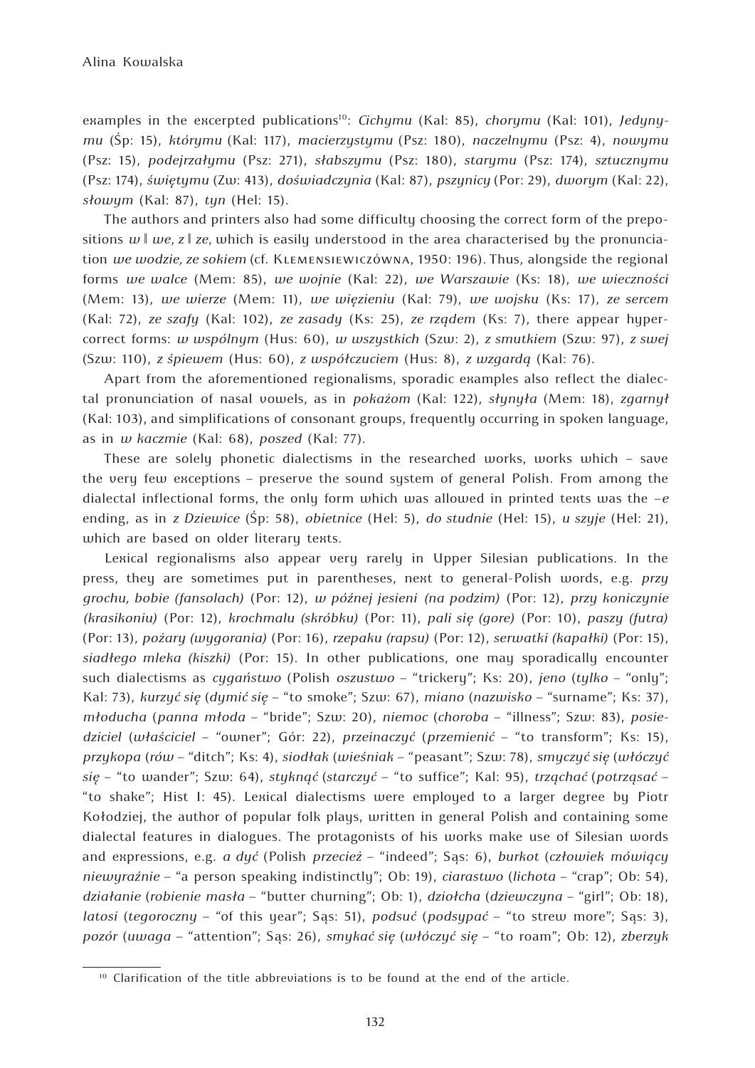examples in the excerpted publications[10]: *Cichymu* (Kal: 85), *chorymu* (Kal: 101), *Jedynymu* (Śp: 15), *którymu* (Kal: 117), *macierzystymu* (Psz: 180), *naczelnymu* (Psz: 4), *nowymu* (Psz: 15), *podejrzałymu* (Psz: 271), *słabszymu* (Psz: 180), *starymu* (Psz: 174), *sztucznymu* (Psz: 174), *świętymu* (Zw: 413), *doświadczynia* (Kal: 87), *pszynicy* (Por: 29), *dworym* (Kal: 22), *słowym* (Kal: 87), *tyn* (Hel: 15).

The authors and printers also had some difficulty choosing the correct form of the prepositions *w* ‖ *we*, *z* ‖ *ze*, which is easily understood in the area characterised by the pronunciation *we wodzie, ze sokiem* (cf. Klemensiewiczówna, 1950: 196). Thus, alongside the regional forms *we walce* (Mem: 85), *we wojnie* (Kal: 22), *we Warszawie* (Ks: 18), *we wieczności* (Mem: 13), *we wierze* (Mem: 11), *we więzieniu* (Kal: 79), *we wojsku* (Ks: 17), *ze sercem* (Kal: 72), *ze szafy* (Kal: 102), *ze zasady* (Ks: 25), *ze rządem* (Ks: 7), there appear hypercorrect forms: *w wspólnym* (Hus: 60), *w wszystkich* (Szw: 2), *z smutkiem* (Szw: 97), *z swej* (Szw: 110), *z śpiewem* (Hus: 60), *z współczuciem* (Hus: 8), *z wzgardą* (Kal: 76).

Apart from the aforementioned regionalisms, sporadic examples also reflect the dialectal pronunciation of nasal vowels, as in *pokażom* (Kal: 122), *słynyła* (Mem: 18), *zgarnył* (Kal: 103), and simplifications of consonant groups, frequently occurring in spoken language, as in *w kaczmie* (Kal: 68), *poszed* (Kal: 77).

These are solely phonetic dialectisms in the researched works, works which – save the very few exceptions – preserve the sound system of general Polish. From among the dialectal inflectional forms, the only form which was allowed in printed texts was the *–e* ending, as in *z Dziewice* (Śp: 58), *obietnice* (Hel: 5), *do studnie* (Hel: 15), *u szyje* (Hel: 21), which are based on older literary texts.

Lexical regionalisms also appear very rarely in Upper Silesian publications. In the press, they are sometimes put in parentheses, next to general-Polish words, e.g. *przy grochu, bobie (fansolach)* (Por: 12), *w późnej jesieni (na podzim)* (Por: 12), *przy koniczynie (krasikoniu)* (Por: 12), *krochmalu (skróbku)* (Por: 11), *pali się (gore)* (Por: 10), *paszy (futra)* (Por: 13), *pożary (wygorania)* (Por: 16), *rzepaku (rapsu)* (Por: 12), *serwatki (kapałki)* (Por: 15), *siadłego mleka (kiszki)* (Por: 15). In other publications, one may sporadically encounter such dialectisms as *cygaństwo* (Polish *oszustwo* – "trickery"; Ks: 20), *jeno* (*tylko* – "only"; Kal: 73), *kurzyć się* (*dymić się* – "to smoke"; Szw: 67), *miano* (*nazwisko* – "surname"; Ks: 37), *młoducha* (*panna młoda* – "bride"; Szw: 20), *niemoc* (*choroba* – "illness"; Szw: 83), *posiedziciel* (*właściciel* – "owner"; Gór: 22), *przeinaczyć* (*przemienić* – "to transform"; Ks: 15), *przykopa* (*rów* – "ditch"; Ks: 4), *siodłak* (*wieśniak* – "peasant"; Szw: 78), *smyczyć się* (*włóczyć się* – "to wander"; Szw: 64), *styknąć* (*starczyć* – "to suffice"; Kal: 95), *trząchać* (*potrząsać* – "to shake"; Hist I: 45). Lexical dialectisms were employed to a larger degree by Piotr Kołodziej, the author of popular folk plays, written in general Polish and containing some dialectal features in dialogues. The protagonists of his works make use of Silesian words and expressions, e.g. *a dyć* (Polish *przecież* – "indeed"; Sąs: 6), *burkot* (*człowiek mówiący niewyraźnie* – "a person speaking indistinctly"; Ob: 19), *ciarastwo* (*lichota* – "crap"; Ob: 54), *działanie* (*robienie masła* – "butter churning"; Ob: 1), *dziołcha* (*dziewczyna* – "girl"; Ob: 18), *latosi* (*tegoroczny* – "of this year"; Sąs: 51), *podsuć* (*podsypać* – "to strew more"; Sąs: 3), *pozór* (*uwaga* – "attention"; Sąs: 26), *smykać się* (*włóczyć się* – "to roam"; Ob: 12), *zberzyk*

---

[10] Clarification of the title abbreviations is to be found at the end of the article.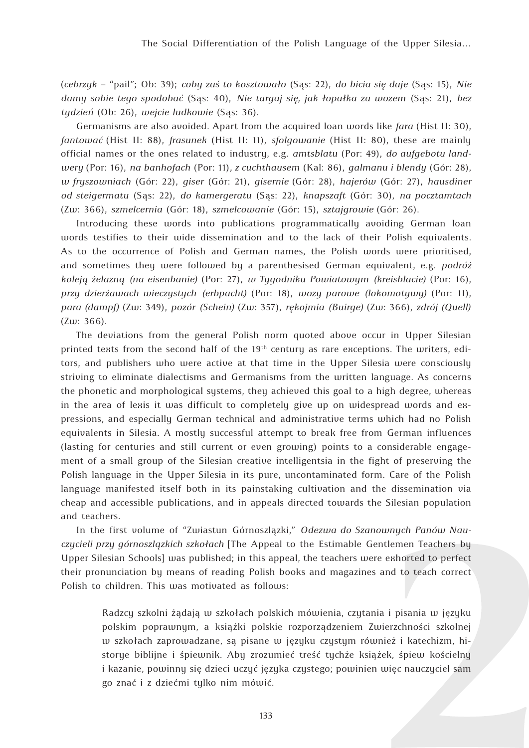(*cebrzyk* – "pail"; Ob: 39); *coby zaś to kosztowało* (Sąs: 22), *do bicia się daje* (Sąs: 15), *Nie damy sobie tego spodobać* (Sąs: 40), *Nie targaj się, jak łopałka za wozem* (Sąs: 21), *bez tydzień* (Ob: 26), *wejcie ludkowie* (Sąs: 36).

Germanisms are also avoided. Apart from the acquired loan words like *fara* (Hist II: 30), *fantować* (Hist II: 88), *frasunek* (Hist II: 11), *sfolgowanie* (Hist II: 80), these are mainly official names or the ones related to industry, e.g. *amtsblatu* (Por: 49), *do aufgebotu landwery* (Por: 16), *na banhofach* (Por: 11), *z cuchthausem* (Kal: 86), *galmanu i blendy* (Gór: 28), *w fryszowniach* (Gór: 22), *giser* (Gór: 21), *gisernie* (Gór: 28), *hajerów* (Gór: 27), *hausdiner od steigermatu* (Sąs: 22), *do kamergeratu* (Sąs: 22), *knapszaft* (Gór: 30), *na pocztamtach* (Zw: 366), *szmelcernia* (Gór: 18), *szmelcowanie* (Gór: 15), *sztajgrowie* (Gór: 26).

Introducing these words into publications programmatically avoiding German loan words testifies to their wide dissemination and to the lack of their Polish equivalents. As to the occurrence of Polish and German names, the Polish words were prioritised, and sometimes they were followed by a parenthesised German equivalent, e.g. *podróż koleją żelazną (na eisenbanie)* (Por: 27), *w Tygodniku Powiatowym (kreisblacie)* (Por: 16), *przy dzierżawach wieczystych (erbpacht)* (Por: 18), *wozy parowe (lokomotywy)* (Por: 11), *para (dampf)* (Zw: 349), *pozór (Schein)* (Zw: 357), *rękojmia (Buirge)* (Zw: 366), *zdrój (Quell)* (Zw: 366).

The deviations from the general Polish norm quoted above occur in Upper Silesian printed texts from the second half of the 19th century as rare exceptions. The writers, editors, and publishers who were active at that time in the Upper Silesia were consciously striving to eliminate dialectisms and Germanisms from the written language. As concerns the phonetic and morphological systems, they achieved this goal to a high degree, whereas in the area of lexis it was difficult to completely give up on widespread words and expressions, and especially German technical and administrative terms which had no Polish equivalents in Silesia. A mostly successful attempt to break free from German influences (lasting for centuries and still current or even growing) points to a considerable engagement of a small group of the Silesian creative intelligentsia in the fight of preserving the Polish language in the Upper Silesia in its pure, uncontaminated form. Care of the Polish language manifested itself both in its painstaking cultivation and the dissemination via cheap and accessible publications, and in appeals directed towards the Silesian population and teachers.

In the first volume of "Zwiastun Górnoszlązki," *Odezwa do Szanownych Panów Nauczycieli przy górnoszlązkich szkołach* [The Appeal to the Estimable Gentlemen Teachers by Upper Silesian Schools] was published; in this appeal, the teachers were exhorted to perfect their pronunciation by means of reading Polish books and magazines and to teach correct Polish to children. This was motivated as follows:

> Radzcy szkolni żądają w szkołach polskich mówienia, czytania i pisania w języku polskim poprawnym, a książki polskie rozporządzeniem Zwierzchności szkolnej w szkołach zaprowadzane, są pisane w języku czystym również i katechizm, historye biblijne i śpiewnik. Aby zrozumieć treść tychże książek, śpiew kościelny i kazanie, powinny się dzieci uczyć języka czystego; powinien więc nauczyciel sam go znać i z dziećmi tylko nim mówić.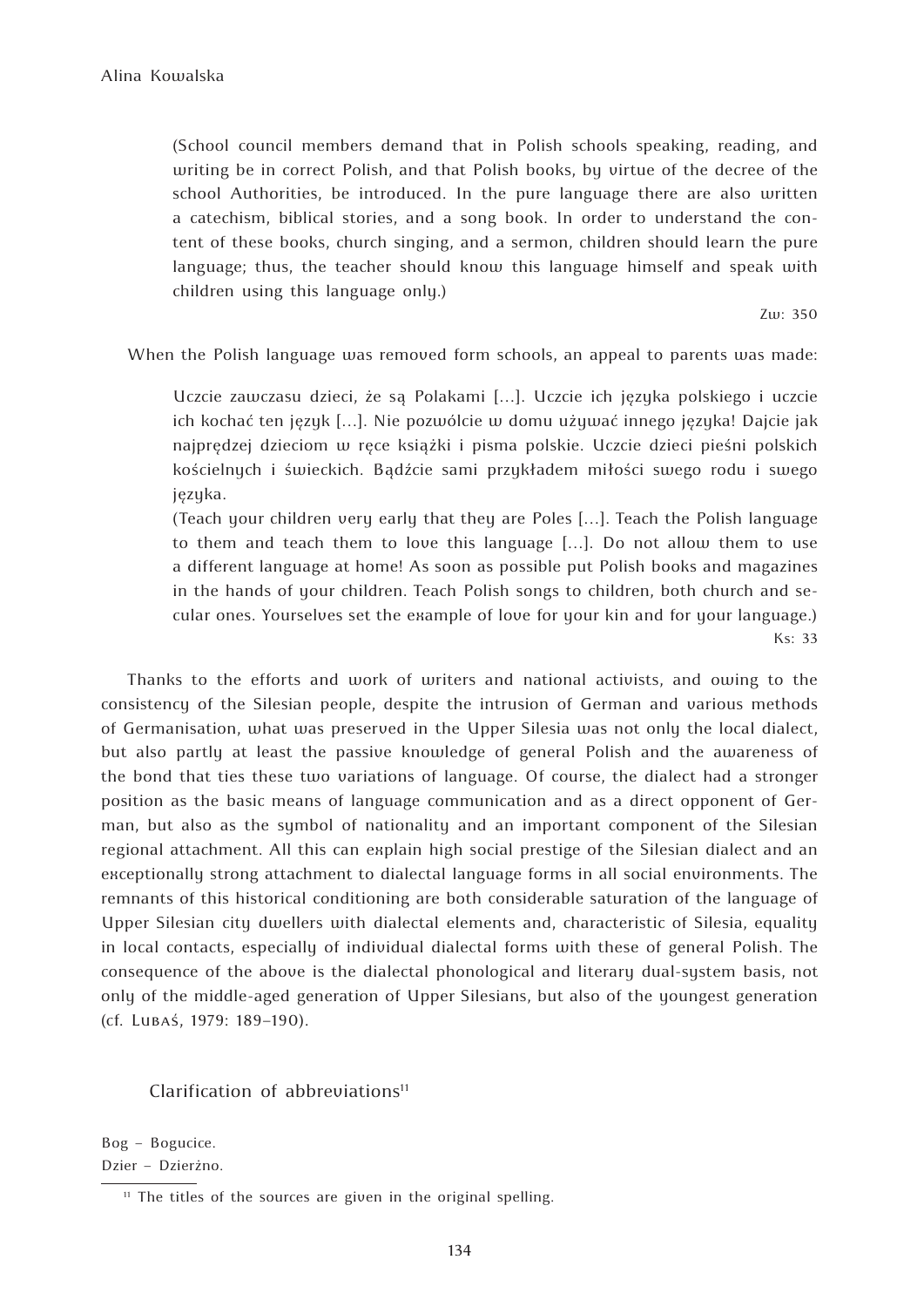(School council members demand that in Polish schools speaking, reading, and writing be in correct Polish, and that Polish books, by virtue of the decree of the school Authorities, be introduced. In the pure language there are also written a catechism, biblical stories, and a song book. In order to understand the content of these books, church singing, and a sermon, children should learn the pure language; thus, the teacher should know this language himself and speak with children using this language only.)

Zw: 350

When the Polish language was removed form schools, an appeal to parents was made:

> Uczcie zawczasu dzieci, że są Polakami […]. Uczcie ich języka polskiego i uczcie ich kochać ten język […]. Nie pozwólcie w domu używać innego języka! Dajcie jak najprędzej dzieciom w ręce książki i pisma polskie. Uczcie dzieci pieśni polskich kościelnych i świeckich. Bądźcie sami przykładem miłości swego rodu i swego języka.
>
> (Teach your children very early that they are Poles […]. Teach the Polish language to them and teach them to love this language […]. Do not allow them to use a different language at home! As soon as possible put Polish books and magazines in the hands of your children. Teach Polish songs to children, both church and secular ones. Yourselves set the example of love for your kin and for your language.)
>
> Ks: 33

Thanks to the efforts and work of writers and national activists, and owing to the consistency of the Silesian people, despite the intrusion of German and various methods of Germanisation, what was preserved in the Upper Silesia was not only the local dialect, but also partly at least the passive knowledge of general Polish and the awareness of the bond that ties these two variations of language. Of course, the dialect had a stronger position as the basic means of language communication and as a direct opponent of German, but also as the symbol of nationality and an important component of the Silesian regional attachment. All this can explain high social prestige of the Silesian dialect and an exceptionally strong attachment to dialectal language forms in all social environments. The remnants of this historical conditioning are both considerable saturation of the language of Upper Silesian city dwellers with dialectal elements and, characteristic of Silesia, equality in local contacts, especially of individual dialectal forms with these of general Polish. The consequence of the above is the dialectal phonological and literary dual-system basis, not only of the middle-aged generation of Upper Silesians, but also of the youngest generation (cf. Lubaś, 1979: 189–190).

## Clarification of abbreviations[11]

Bog – Bogucice.
Dzier – Dzierżno.

[11] The titles of the sources are given in the original spelling.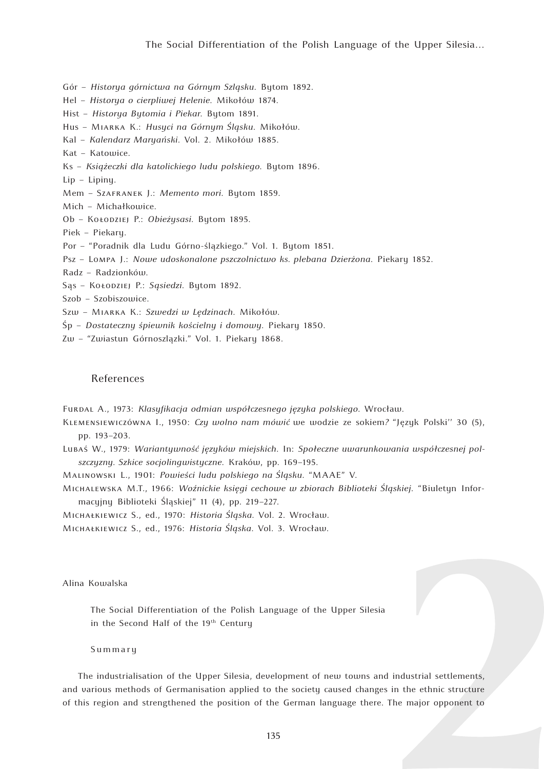Gór – *Historya górnictwa na Górnym Szlązku.* Bytom 1892.
Hel – *Historya o cierpliwej Helenie.* Mikołów 1874.
Hist – *Historya Bytomia i Piekar.* Bytom 1891.
Hus – Miarka K.: *Husyci na Górnym Śląsku.* Mikołów.
Kal – *Kalendarz Maryański.* Vol. 2. Mikołów 1885.
Kat – Katowice.
Ks – *Książeczki dla katolickiego ludu polskiego.* Bytom 1896.
Lip – Lipiny.
Mem – Szafranek J.: *Memento mori.* Bytom 1859.
Mich – Michałkowice.
Ob – Kołodziej P.: *Obieżysasi.* Bytom 1895.
Piek – Piekary.
Por – "Poradnik dla Ludu Górno-ślązkiego." Vol. 1. Bytom 1851.
Psz – Lompa J.: *Nowe udoskonalone pszczolnictwo ks. plebana Dzierżona.* Piekary 1852.
Radz – Radzionków.
Sąs – Kołodziej P.: *Sąsiedzi.* Bytom 1892.
Szob – Szobiszowice.
Szw – Miarka K.: *Szwedzi w Lędzinach.* Mikołów.
Śp – *Dostateczny śpiewnik kościelny i domowy.* Piekary 1850.
Zw – "Zwiastun Górnoszlązki." Vol. 1. Piekary 1868.

## References

Furdal A., 1973: *Klasyfikacja odmian współczesnego języka polskiego.* Wrocław.

Klemensiewiczówna I., 1950: *Czy wolno nam mówić* we wodzie ze sokiem*?* "Język Polski'' 30 (5), pp. 193–203.

Lubaś W., 1979: *Wariantywność języków miejskich.* In: *Społeczne uwarunkowania współczesnej polszczyzny. Szkice socjolingwistyczne.* Kraków, pp. 169–195.

Malinowski L., 1901: *Powieści ludu polskiego na Śląsku.* "MAAE" V.

Michalewska M.T., 1966: *Woźnickie księgi cechowe w zbiorach Biblioteki Śląskiej.* "Biuletyn Informacyjny Biblioteki Śląskiej" 11 (4), pp. 219–227.

Michałkiewicz S., ed., 1970: *Historia Śląska.* Vol. 2. Wrocław.

Michałkiewicz S., ed., 1976: *Historia Śląska.* Vol. 3. Wrocław.

Alina Kowalska

The Social Differentiation of the Polish Language of the Upper Silesia in the Second Half of the 19th Century

Summary

The industrialisation of the Upper Silesia, development of new towns and industrial settlements, and various methods of Germanisation applied to the society caused changes in the ethnic structure of this region and strengthened the position of the German language there. The major opponent to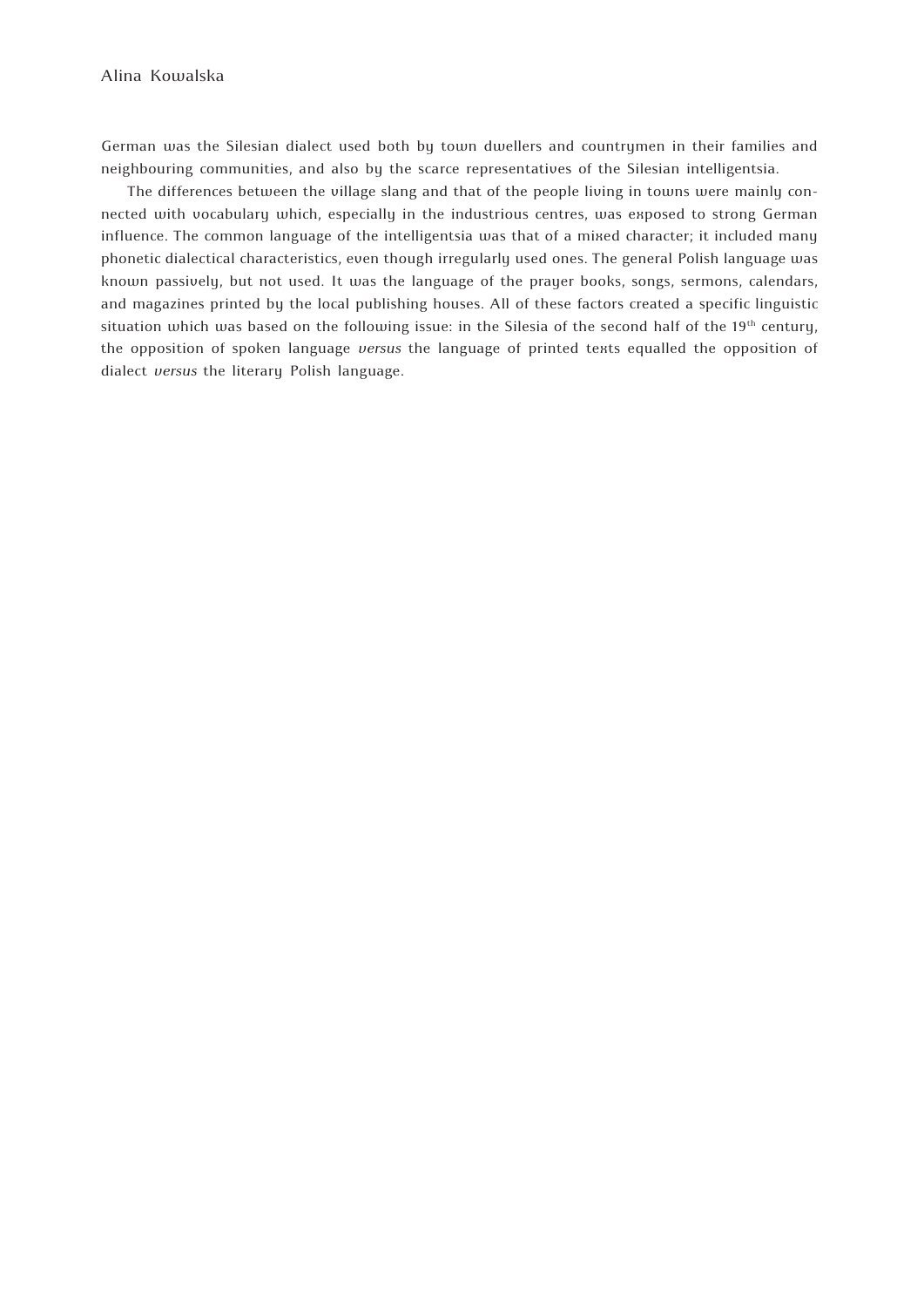German was the Silesian dialect used both by town dwellers and countrymen in their families and neighbouring communities, and also by the scarce representatives of the Silesian intelligentsia.

The differences between the village slang and that of the people living in towns were mainly connected with vocabulary which, especially in the industrious centres, was exposed to strong German influence. The common language of the intelligentsia was that of a mixed character; it included many phonetic dialectical characteristics, even though irregularly used ones. The general Polish language was known passively, but not used. It was the language of the prayer books, songs, sermons, calendars, and magazines printed by the local publishing houses. All of these factors created a specific linguistic situation which was based on the following issue: in the Silesia of the second half of the 19th century, the opposition of spoken language *versus* the language of printed texts equalled the opposition of dialect *versus* the literary Polish language.